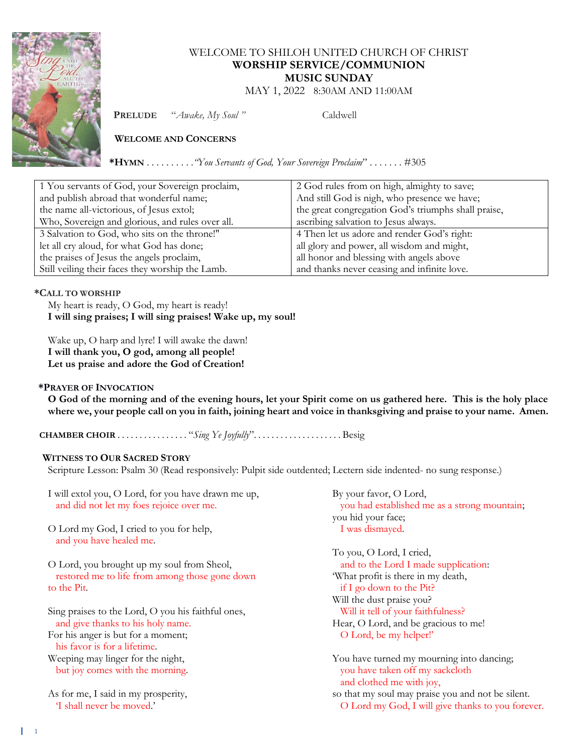WELCOME TO SHILOH UNITED CHURCH OF CHRIST

**WORSHIP SERVICE/COMMUNION**

**MUSIC SUNDAY**

MAY 1, 2022 8:30AM AND 11:00AM

**PRELUDE** "*Awake, My Soul* " Caldwell

**WELCOME AND CONCERNS**

***HYMN** . . . . . . . . . .*"You Servants of God, Your Sovereign Proclaim*" . . . . . . . #305

| | |
|---|---|
| 1 You servants of God, your Sovereign proclaim,<br>and publish abroad that wonderful name;<br>the name all-victorious, of Jesus extol;<br>Who, Sovereign and glorious, and rules over all. | 2 God rules from on high, almighty to save;<br>And still God is nigh, who presence we have;<br>the great congregation God's triumphs shall praise,<br>ascribing salvation to Jesus always. |
| 3 Salvation to God, who sits on the throne!"<br>let all cry aloud, for what God has done;<br>the praises of Jesus the angels proclaim,<br>Still veiling their faces they worship the Lamb. | 4 Then let us adore and render God's right:<br>all glory and power, all wisdom and might,<br>all honor and blessing with angels above<br>and thanks never ceasing and infinite love. |

***CALL TO WORSHIP**

My heart is ready, O God, my heart is ready!
**I will sing praises; I will sing praises! Wake up, my soul!**

Wake up, O harp and lyre! I will awake the dawn!
**I will thank you, O god, among all people!**
**Let us praise and adore the God of Creation!**

***PRAYER OF INVOCATION**

**O God of the morning and of the evening hours, let your Spirit come on us gathered here. This is the holy place where we, your people call on you in faith, joining heart and voice in thanksgiving and praise to your name. Amen.**

**CHAMBER CHOIR** . . . . . . . . . . . . . . . . "*Sing Ye Joyfully*". . . . . . . . . . . . . . . . . . . . Besig

**WITNESS TO OUR SACRED STORY**

Scripture Lesson: Psalm 30 (Read responsively: Pulpit side outdented; Lectern side indented- no sung response.)

I will extol you, O Lord, for you have drawn me up,
  and did not let my foes rejoice over me.

O Lord my God, I cried to you for help,
  and you have healed me.

O Lord, you brought up my soul from Sheol,
  restored me to life from among those gone down to the Pit.

Sing praises to the Lord, O you his faithful ones,
  and give thanks to his holy name.
For his anger is but for a moment;
  his favor is for a lifetime.
Weeping may linger for the night,
  but joy comes with the morning.

As for me, I said in my prosperity,
  'I shall never be moved.'

By your favor, O Lord,
  you had established me as a strong mountain;
you hid your face;
  I was dismayed.

To you, O Lord, I cried,
  and to the Lord I made supplication:
'What profit is there in my death,
  if I go down to the Pit?
Will the dust praise you?
  Will it tell of your faithfulness?
Hear, O Lord, and be gracious to me!
  O Lord, be my helper!'

You have turned my mourning into dancing;
  you have taken off my sackcloth
  and clothed me with joy,
so that my soul may praise you and not be silent.
  O Lord my God, I will give thanks to you forever.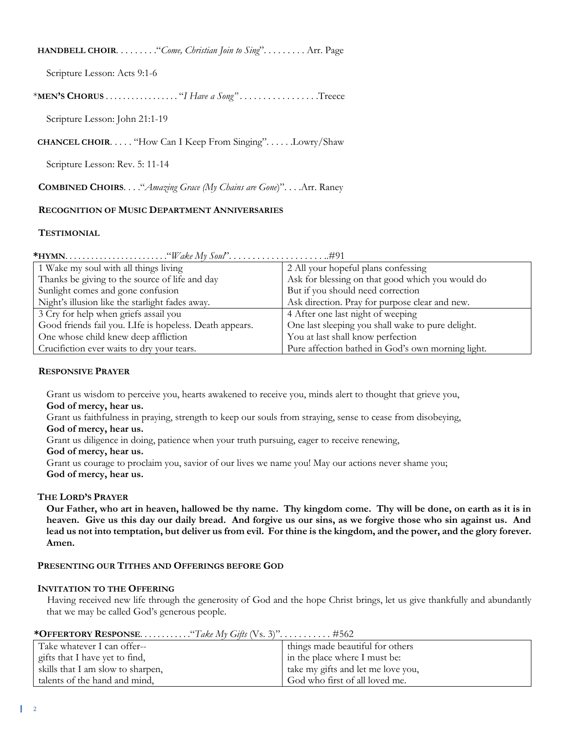**HANDBELL CHOIR**. . . . . . . . "*Come, Christian Join to Sing*". . . . . . . . . Arr. Page

Scripture Lesson: Acts 9:1-6

\***MEN'S CHORUS** . . . . . . . . . . . . . . . . "*I Have a Song"* . . . . . . . . . . . . . . . . Treece

Scripture Lesson: John 21:1-19

**CHANCEL CHOIR**. . . . . "How Can I Keep From Singing". . . . . .Lowry/Shaw

Scripture Lesson: Rev. 5: 11-14

**COMBINED CHOIRS**. . . ."*Amazing Grace (My Chains are Gone)*". . . .Arr. Raney

**RECOGNITION OF MUSIC DEPARTMENT ANNIVERSARIES**

**TESTIMONIAL**

**\*HYMN**. . . . . . . . . . . . . . . . . . . . . . ."*Wake My Soul*". . . . . . . . . . . . . . . . . . . ..#91

| | |
|---|---|
| 1 Wake my soul with all things living<br>Thanks be giving to the source of life and day<br>Sunlight comes and gone confusion<br>Night's illusion like the starlight fades away. | 2 All your hopeful plans confessing<br>Ask for blessing on that good which you would do<br>But if you should need correction<br>Ask direction. Pray for purpose clear and new. |
| 3 Cry for help when griefs assail you<br>Good friends fail you. LIfe is hopeless. Death appears.<br>One whose child knew deep affliction<br>Crucifiction ever waits to dry your tears. | 4 After one last night of weeping<br>One last sleeping you shall wake to pure delight.<br>You at last shall know perfection<br>Pure affection bathed in God's own morning light. |

**RESPONSIVE PRAYER**

Grant us wisdom to perceive you, hearts awakened to receive you, minds alert to thought that grieve you,
**God of mercy, hear us.**
Grant us faithfulness in praying, strength to keep our souls from straying, sense to cease from disobeying,
**God of mercy, hear us.**
Grant us diligence in doing, patience when your truth pursuing, eager to receive renewing,
**God of mercy, hear us.**
Grant us courage to proclaim you, savior of our lives we name you! May our actions never shame you;
**God of mercy, hear us.**

**THE LORD'S PRAYER**

**Our Father, who art in heaven, hallowed be thy name. Thy kingdom come. Thy will be done, on earth as it is in heaven. Give us this day our daily bread. And forgive us our sins, as we forgive those who sin against us. And lead us not into temptation, but deliver us from evil. For thine is the kingdom, and the power, and the glory forever. Amen.**

**PRESENTING OUR TITHES AND OFFERINGS BEFORE GOD**

**INVITATION TO THE OFFERING**

Having received new life through the generosity of God and the hope Christ brings, let us give thankfully and abundantly that we may be called God's generous people.

**\*OFFERTORY RESPONSE**. . . . . . . . . . ."*Take My Gifts* (Vs. 3)". . . . . . . . . . . #562

| | |
|---|---|
| Take whatever I can offer--<br>gifts that I have yet to find,<br>skills that I am slow to sharpen,<br>talents of the hand and mind, | things made beautiful for others<br>in the place where I must be:<br>take my gifts and let me love you,<br>God who first of all loved me. |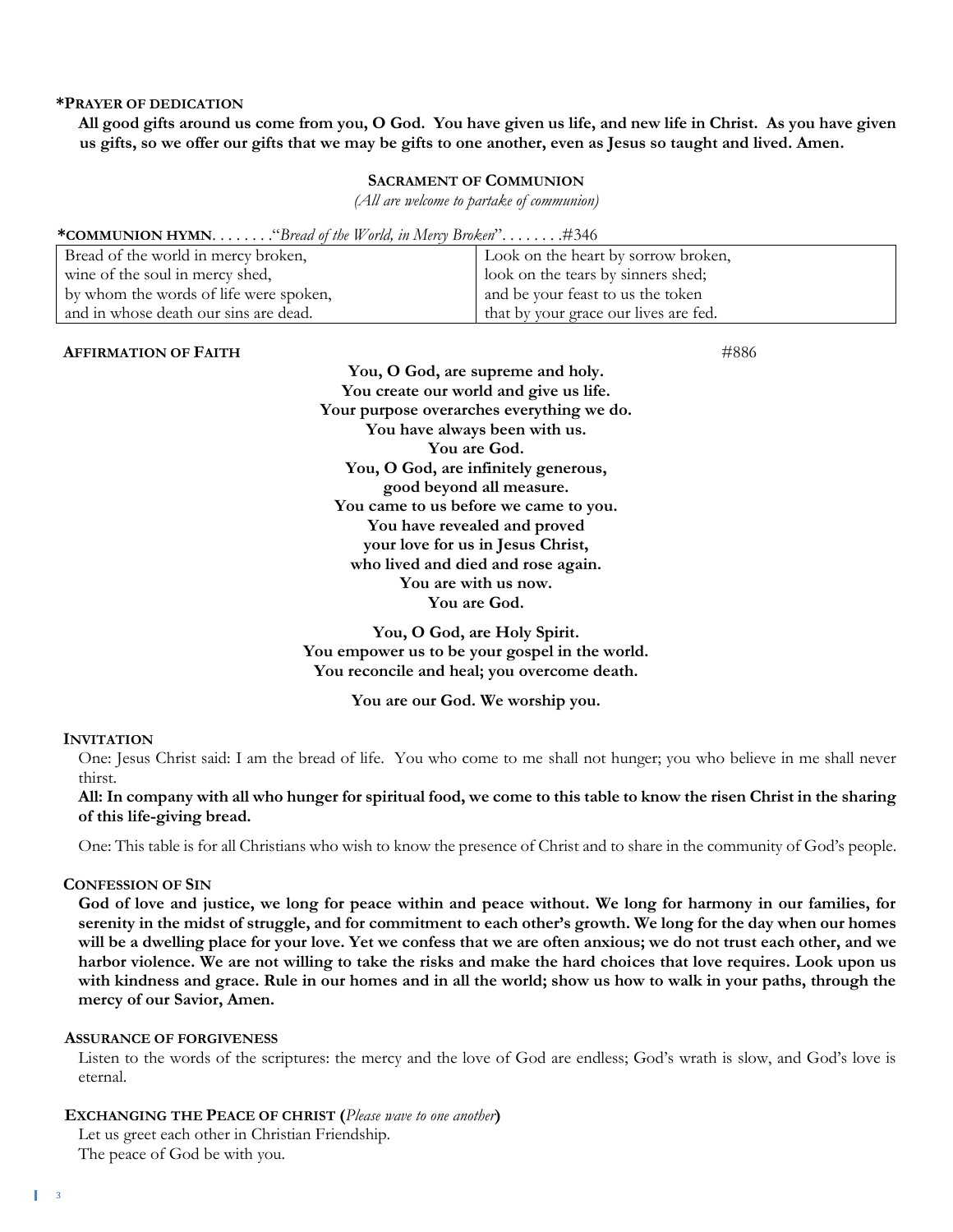**\*PRAYER OF DEDICATION**

**All good gifts around us come from you, O God. You have given us life, and new life in Christ. As you have given us gifts, so we offer our gifts that we may be gifts to one another, even as Jesus so taught and lived. Amen.**

## SACRAMENT OF COMMUNION

*(All are welcome to partake of communion)*

**\*COMMUNION HYMN**. . . . . . . ."*Bread of the World, in Mercy Broken*". . . . . . . .#346

| | |
|---|---|
| Bread of the world in mercy broken,<br>wine of the soul in mercy shed,<br>by whom the words of life were spoken,<br>and in whose death our sins are dead. | Look on the heart by sorrow broken,<br>look on the tears by sinners shed;<br>and be your feast to us the token<br>that by your grace our lives are fed. |

**AFFIRMATION OF FAITH** #886

**You, O God, are supreme and holy.**
**You create our world and give us life.**
**Your purpose overarches everything we do.**
**You have always been with us.**
**You are God.**
**You, O God, are infinitely generous,**
**good beyond all measure.**
**You came to us before we came to you.**
**You have revealed and proved**
**your love for us in Jesus Christ,**
**who lived and died and rose again.**
**You are with us now.**
**You are God.**

**You, O God, are Holy Spirit.**
**You empower us to be your gospel in the world.**
**You reconcile and heal; you overcome death.**

**You are our God. We worship you.**

**INVITATION**

One: Jesus Christ said: I am the bread of life. You who come to me shall not hunger; you who believe in me shall never thirst.

**All: In company with all who hunger for spiritual food, we come to this table to know the risen Christ in the sharing of this life-giving bread.**

One: This table is for all Christians who wish to know the presence of Christ and to share in the community of God's people.

**CONFESSION OF SIN**

**God of love and justice, we long for peace within and peace without. We long for harmony in our families, for serenity in the midst of struggle, and for commitment to each other's growth. We long for the day when our homes will be a dwelling place for your love. Yet we confess that we are often anxious; we do not trust each other, and we harbor violence. We are not willing to take the risks and make the hard choices that love requires. Look upon us with kindness and grace. Rule in our homes and in all the world; show us how to walk in your paths, through the mercy of our Savior, Amen.**

**ASSURANCE OF FORGIVENESS**

Listen to the words of the scriptures: the mercy and the love of God are endless; God's wrath is slow, and God's love is eternal.

**EXCHANGING THE PEACE OF CHRIST (***Please wave to one another***)**

Let us greet each other in Christian Friendship.
The peace of God be with you.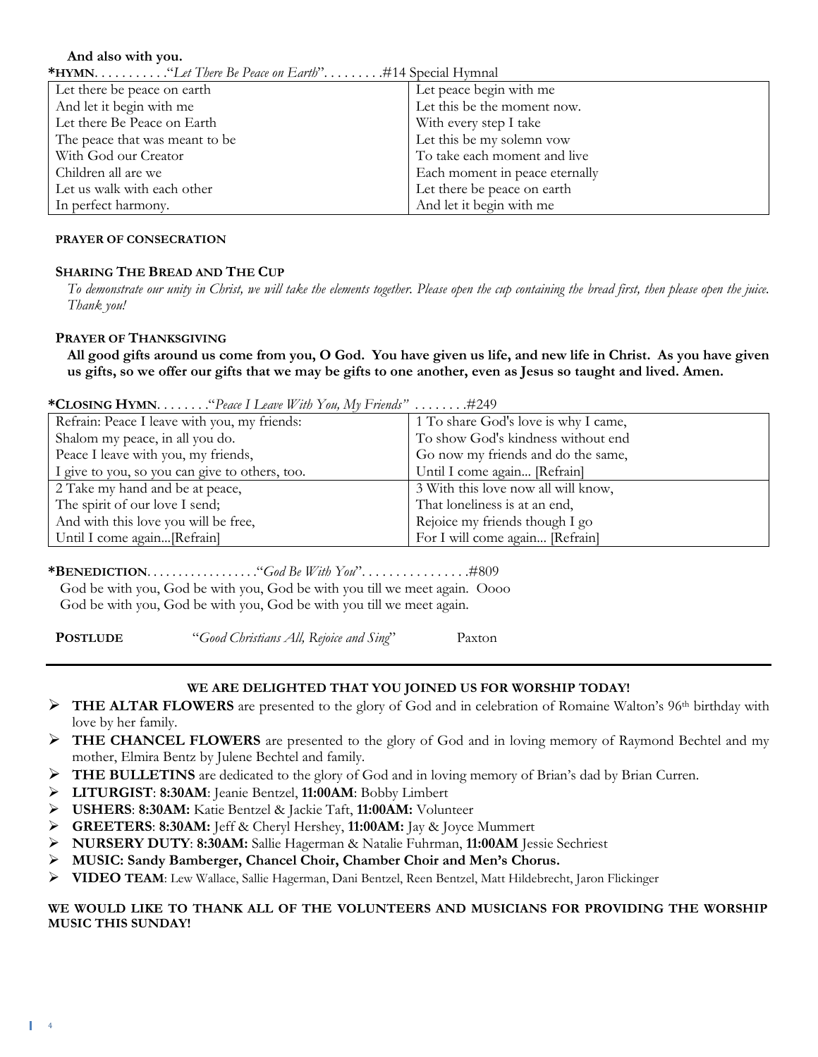**And also with you.**

**\*HYMN**. . . . . . . . . . ."*Let There Be Peace on Earth*". . . . . . . . .#14 Special Hymnal

| | |
|---|---|
| Let there be peace on earth | Let peace begin with me |
| And let it begin with me | Let this be the moment now. |
| Let there Be Peace on Earth | With every step I take |
| The peace that was meant to be | Let this be my solemn vow |
| With God our Creator | To take each moment and live |
| Children all are we | Each moment in peace eternally |
| Let us walk with each other | Let there be peace on earth |
| In perfect harmony. | And let it begin with me |

**PRAYER OF CONSECRATION**

**SHARING THE BREAD AND THE CUP**

*To demonstrate our unity in Christ, we will take the elements together. Please open the cup containing the bread first, then please open the juice. Thank you!*

**PRAYER OF THANKSGIVING**

**All good gifts around us come from you, O God. You have given us life, and new life in Christ. As you have given us gifts, so we offer our gifts that we may be gifts to one another, even as Jesus so taught and lived. Amen.**

**\*CLOSING HYMN**. . . . . . . ."*Peace I Leave With You, My Friends*" . . . . . . . .#249

| | |
|---|---|
| Refrain: Peace I leave with you, my friends: | 1 To share God's love is why I came, |
| Shalom my peace, in all you do. | To show God's kindness without end |
| Peace I leave with you, my friends, | Go now my friends and do the same, |
| I give to you, so you can give to others, too. | Until I come again... [Refrain] |
| 2 Take my hand and be at peace, | 3 With this love now all will know, |
| The spirit of our love I send; | That loneliness is at an end, |
| And with this love you will be free, | Rejoice my friends though I go |
| Until I come again...[Refrain] | For I will come again... [Refrain] |

**\*BENEDICTION**. . . . . . . . . . . . . . . . . ."*God Be With You*". . . . . . . . . . . . . . . .#809

God be with you, God be with you, God be with you till we meet again. Oooo
God be with you, God be with you, God be with you till we meet again.

**POSTLUDE** "*Good Christians All, Rejoice and Sing*" Paxton

---

**WE ARE DELIGHTED THAT YOU JOINED US FOR WORSHIP TODAY!**

- **THE ALTAR FLOWERS** are presented to the glory of God and in celebration of Romaine Walton's 96th birthday with love by her family.
- **THE CHANCEL FLOWERS** are presented to the glory of God and in loving memory of Raymond Bechtel and my mother, Elmira Bentz by Julene Bechtel and family.
- **THE BULLETINS** are dedicated to the glory of God and in loving memory of Brian's dad by Brian Curren.
- **LITURGIST**: **8:30AM**: Jeanie Bentzel, **11:00AM**: Bobby Limbert
- **USHERS**: **8:30AM:** Katie Bentzel & Jackie Taft, **11:00AM:** Volunteer
- **GREETERS**: **8:30AM:** Jeff & Cheryl Hershey, **11:00AM:** Jay & Joyce Mummert
- **NURSERY DUTY**: **8:30AM:** Sallie Hagerman & Natalie Fuhrman, **11:00AM** Jessie Sechriest
- **MUSIC: Sandy Bamberger, Chancel Choir, Chamber Choir and Men's Chorus.**
- **VIDEO TEAM**: Lew Wallace, Sallie Hagerman, Dani Bentzel, Reen Bentzel, Matt Hildebrecht, Jaron Flickinger

**WE WOULD LIKE TO THANK ALL OF THE VOLUNTEERS AND MUSICIANS FOR PROVIDING THE WORSHIP MUSIC THIS SUNDAY!**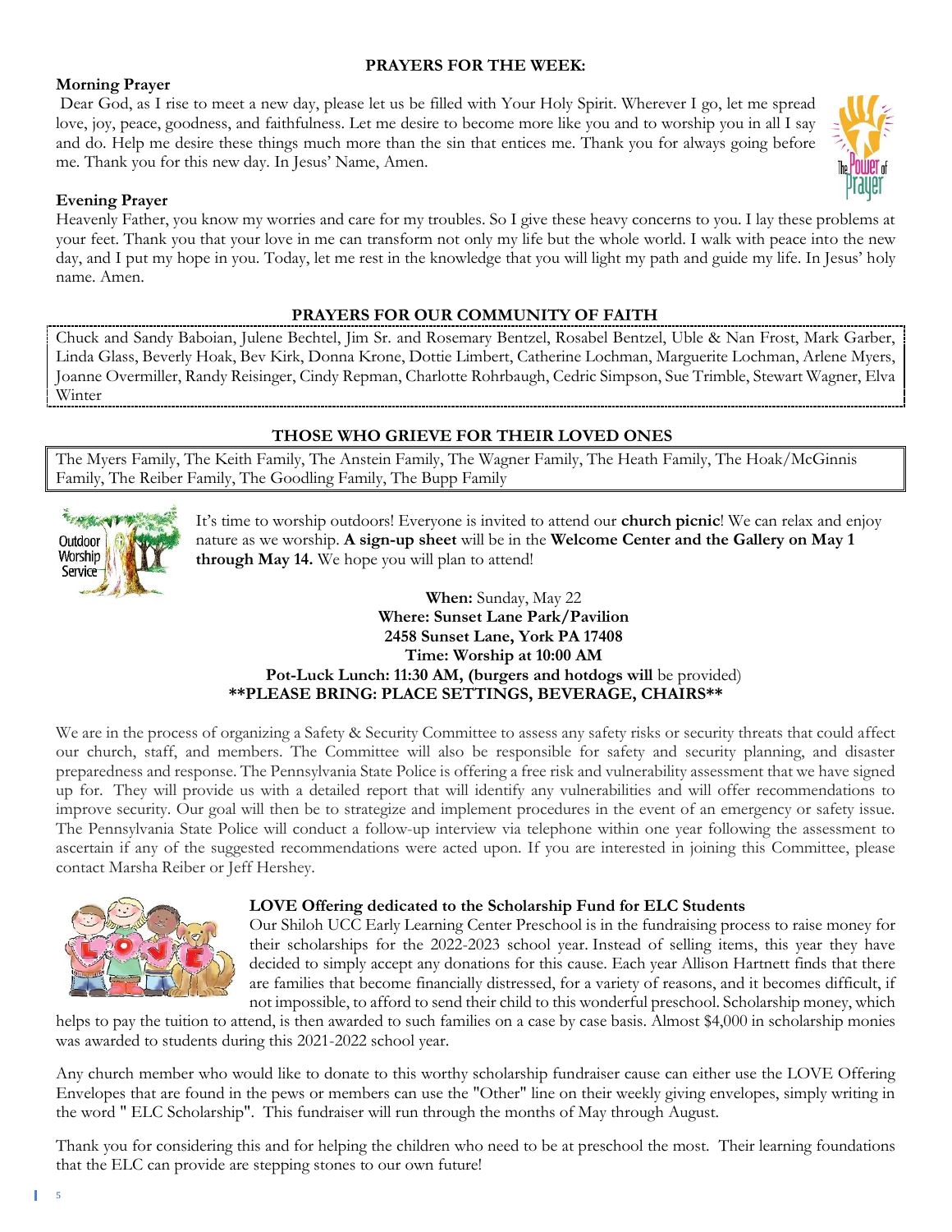## PRAYERS FOR THE WEEK:

**Morning Prayer**

Dear God, as I rise to meet a new day, please let us be filled with Your Holy Spirit. Wherever I go, let me spread love, joy, peace, goodness, and faithfulness. Let me desire to become more like you and to worship you in all I say and do. Help me desire these things much more than the sin that entices me. Thank you for always going before me. Thank you for this new day. In Jesus' Name, Amen.

**Evening Prayer**

Heavenly Father, you know my worries and care for my troubles. So I give these heavy concerns to you. I lay these problems at your feet. Thank you that your love in me can transform not only my life but the whole world. I walk with peace into the new day, and I put my hope in you. Today, let me rest in the knowledge that you will light my path and guide my life. In Jesus' holy name. Amen.

## PRAYERS FOR OUR COMMUNITY OF FAITH

Chuck and Sandy Baboian, Julene Bechtel, Jim Sr. and Rosemary Bentzel, Rosabel Bentzel, Uble & Nan Frost, Mark Garber, Linda Glass, Beverly Hoak, Bev Kirk, Donna Krone, Dottie Limbert, Catherine Lochman, Marguerite Lochman, Arlene Myers, Joanne Overmiller, Randy Reisinger, Cindy Repman, Charlotte Rohrbaugh, Cedric Simpson, Sue Trimble, Stewart Wagner, Elva Winter

## THOSE WHO GRIEVE FOR THEIR LOVED ONES

The Myers Family, The Keith Family, The Anstein Family, The Wagner Family, The Heath Family, The Hoak/McGinnis Family, The Reiber Family, The Goodling Family, The Bupp Family

Outdoor Worship Service

It's time to worship outdoors! Everyone is invited to attend our **church picnic**! We can relax and enjoy nature as we worship. **A sign-up sheet** will be in the **Welcome Center and the Gallery on May 1 through May 14.** We hope you will plan to attend!

**When:** Sunday, May 22
**Where: Sunset Lane Park/Pavilion**
**2458 Sunset Lane, York PA 17408**
**Time: Worship at 10:00 AM**
**Pot-Luck Lunch: 11:30 AM, (burgers and hotdogs will** be provided)
**\*\*PLEASE BRING: PLACE SETTINGS, BEVERAGE, CHAIRS\*\***

We are in the process of organizing a Safety & Security Committee to assess any safety risks or security threats that could affect our church, staff, and members. The Committee will also be responsible for safety and security planning, and disaster preparedness and response. The Pennsylvania State Police is offering a free risk and vulnerability assessment that we have signed up for. They will provide us with a detailed report that will identify any vulnerabilities and will offer recommendations to improve security. Our goal will then be to strategize and implement procedures in the event of an emergency or safety issue. The Pennsylvania State Police will conduct a follow-up interview via telephone within one year following the assessment to ascertain if any of the suggested recommendations were acted upon. If you are interested in joining this Committee, please contact Marsha Reiber or Jeff Hershey.

### LOVE Offering dedicated to the Scholarship Fund for ELC Students

Our Shiloh UCC Early Learning Center Preschool is in the fundraising process to raise money for their scholarships for the 2022-2023 school year. Instead of selling items, this year they have decided to simply accept any donations for this cause. Each year Allison Hartnett finds that there are families that become financially distressed, for a variety of reasons, and it becomes difficult, if not impossible, to afford to send their child to this wonderful preschool. Scholarship money, which helps to pay the tuition to attend, is then awarded to such families on a case by case basis. Almost $4,000 in scholarship monies was awarded to students during this 2021-2022 school year.

Any church member who would like to donate to this worthy scholarship fundraiser cause can either use the LOVE Offering Envelopes that are found in the pews or members can use the "Other" line on their weekly giving envelopes, simply writing in the word " ELC Scholarship". This fundraiser will run through the months of May through August.

Thank you for considering this and for helping the children who need to be at preschool the most. Their learning foundations that the ELC can provide are stepping stones to our own future!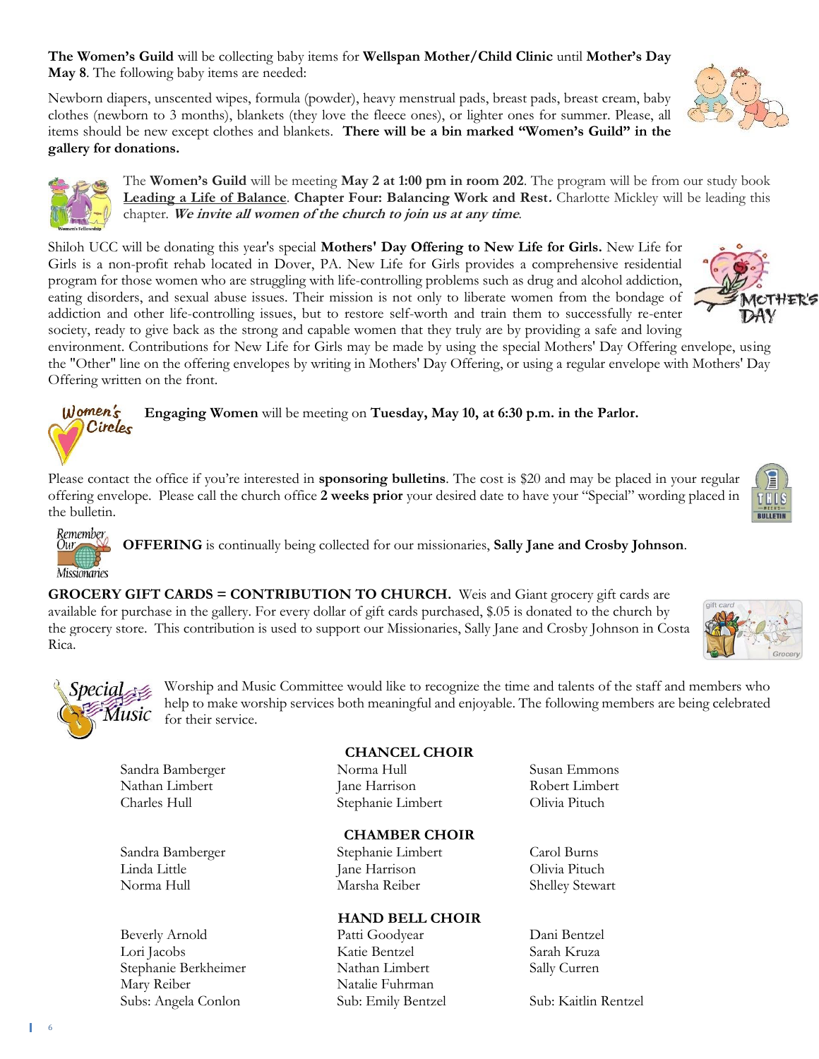**The Women's Guild** will be collecting baby items for **Wellspan Mother/Child Clinic** until **Mother's Day May 8**. The following baby items are needed:

Newborn diapers, unscented wipes, formula (powder), heavy menstrual pads, breast pads, breast cream, baby clothes (newborn to 3 months), blankets (they love the fleece ones), or lighter ones for summer. Please, all items should be new except clothes and blankets. **There will be a bin marked "Women's Guild" in the gallery for donations.**

The **Women's Guild** will be meeting **May 2 at 1:00 pm in room 202**. The program will be from our study book **Leading a Life of Balance**. **Chapter Four: Balancing Work and Rest.** Charlotte Mickley will be leading this chapter. ***We invite all women of the church to join us at any time.***

Shiloh UCC will be donating this year's special **Mothers' Day Offering to New Life for Girls.** New Life for Girls is a non-profit rehab located in Dover, PA. New Life for Girls provides a comprehensive residential program for those women who are struggling with life-controlling problems such as drug and alcohol addiction, eating disorders, and sexual abuse issues. Their mission is not only to liberate women from the bondage of addiction and other life-controlling issues, but to restore self-worth and train them to successfully re-enter society, ready to give back as the strong and capable women that they truly are by providing a safe and loving environment. Contributions for New Life for Girls may be made by using the special Mothers' Day Offering envelope, using the "Other" line on the offering envelopes by writing in Mothers' Day Offering, or using a regular envelope with Mothers' Day Offering written on the front.

**Engaging Women** will be meeting on **Tuesday, May 10, at 6:30 p.m. in the Parlor.**

Please contact the office if you're interested in **sponsoring bulletins**. The cost is $20 and may be placed in your regular offering envelope. Please call the church office **2 weeks prior** your desired date to have your "Special" wording placed in the bulletin.

**OFFERING** is continually being collected for our missionaries, **Sally Jane and Crosby Johnson**.

**GROCERY GIFT CARDS = CONTRIBUTION TO CHURCH.** Weis and Giant grocery gift cards are available for purchase in the gallery. For every dollar of gift cards purchased, $.05 is donated to the church by the grocery store. This contribution is used to support our Missionaries, Sally Jane and Crosby Johnson in Costa Rica.

Worship and Music Committee would like to recognize the time and talents of the staff and members who help to make worship services both meaningful and enjoyable. The following members are being celebrated for their service.

**CHANCEL CHOIR**

Sandra Bamberger
Nathan Limbert
Charles Hull
Norma Hull
Jane Harrison
Stephanie Limbert
Susan Emmons
Robert Limbert
Olivia Pituch

**CHAMBER CHOIR**

Sandra Bamberger
Linda Little
Norma Hull
Stephanie Limbert
Jane Harrison
Marsha Reiber
Carol Burns
Olivia Pituch
Shelley Stewart

**HAND BELL CHOIR**

Beverly Arnold
Lori Jacobs
Stephanie Berkheimer
Mary Reiber
Patti Goodyear
Katie Bentzel
Nathan Limbert
Natalie Fuhrman
Dani Bentzel
Sarah Kruza
Sally Curren

Subs: Angela Conlon
Sub: Emily Bentzel
Sub: Kaitlin Rentzel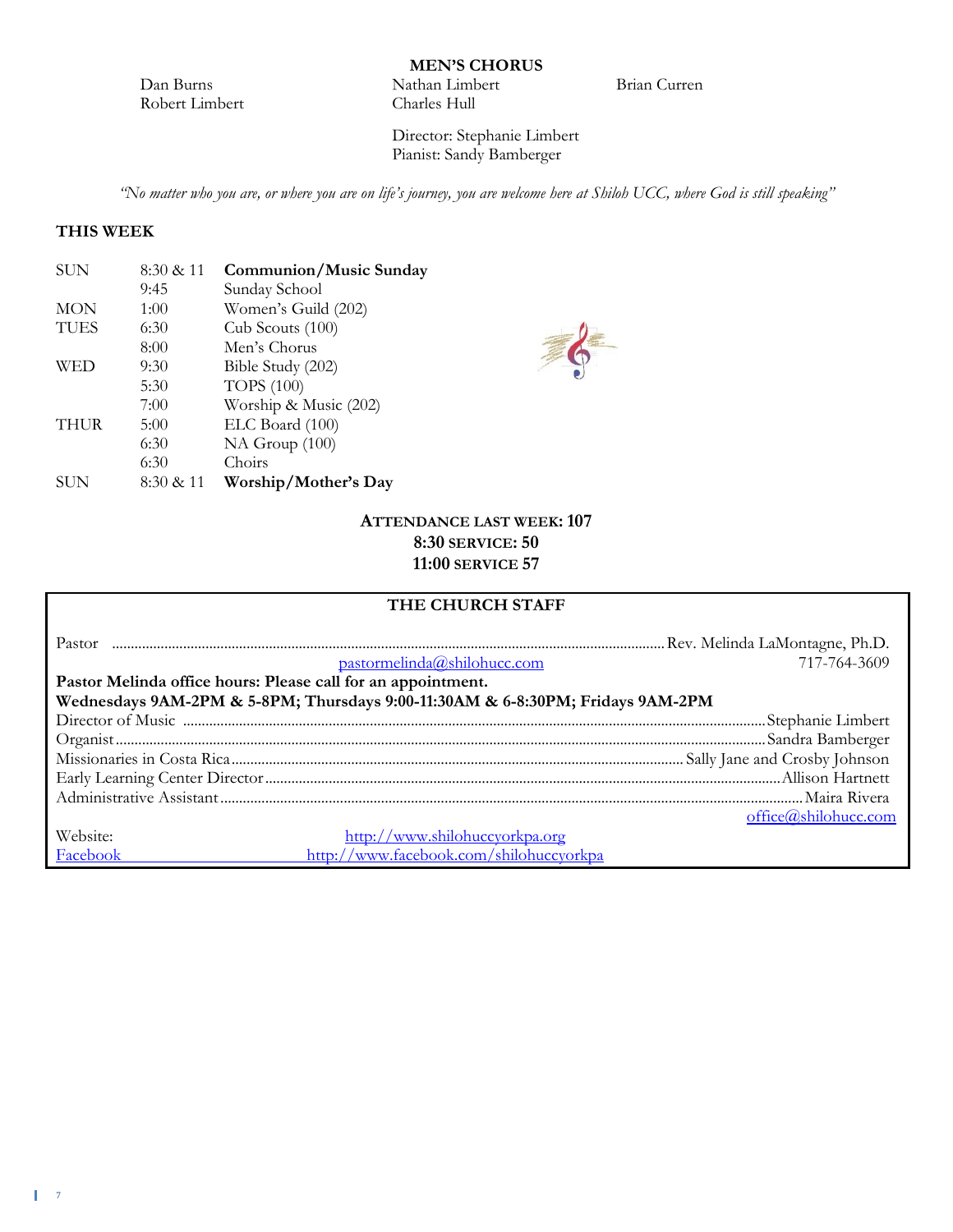## MEN'S CHORUS

| | | |
|---|---|---|
| Dan Burns | Nathan Limbert | Brian Curren |
| Robert Limbert | Charles Hull | |

Director: Stephanie Limbert
Pianist: Sandy Bamberger

*"No matter who you are, or where you are on life's journey, you are welcome here at Shiloh UCC, where God is still speaking"*

## THIS WEEK

| | | |
|---|---|---|
| SUN | 8:30 & 11 | **Communion/Music Sunday** |
| | 9:45 | Sunday School |
| MON | 1:00 | Women's Guild (202) |
| TUES | 6:30 | Cub Scouts (100) |
| | 8:00 | Men's Chorus |
| WED | 9:30 | Bible Study (202) |
| | 5:30 | TOPS (100) |
| | 7:00 | Worship & Music (202) |
| THUR | 5:00 | ELC Board (100) |
| | 6:30 | NA Group (100) |
| | 6:30 | Choirs |
| SUN | 8:30 & 11 | **Worship/Mother's Day** |

**ATTENDANCE LAST WEEK: 107**
**8:30 SERVICE: 50**
**11:00 SERVICE 57**

## THE CHURCH STAFF

Pastor .......... Rev. Melinda LaMontagne, Ph.D.
pastormelinda@shilohucc.com 717-764-3609

**Pastor Melinda office hours: Please call for an appointment.**
**Wednesdays 9AM-2PM & 5-8PM; Thursdays 9:00-11:30AM & 6-8:30PM; Fridays 9AM-2PM**

Director of Music .......... Stephanie Limbert
Organist .......... Sandra Bamberger
Missionaries in Costa Rica .......... Sally Jane and Crosby Johnson
Early Learning Center Director .......... Allison Hartnett
Administrative Assistant .......... Maira Rivera
office@shilohucc.com

Website: http://www.shilohuccyorkpa.org
Facebook http://www.facebook.com/shilohuccyorkpa